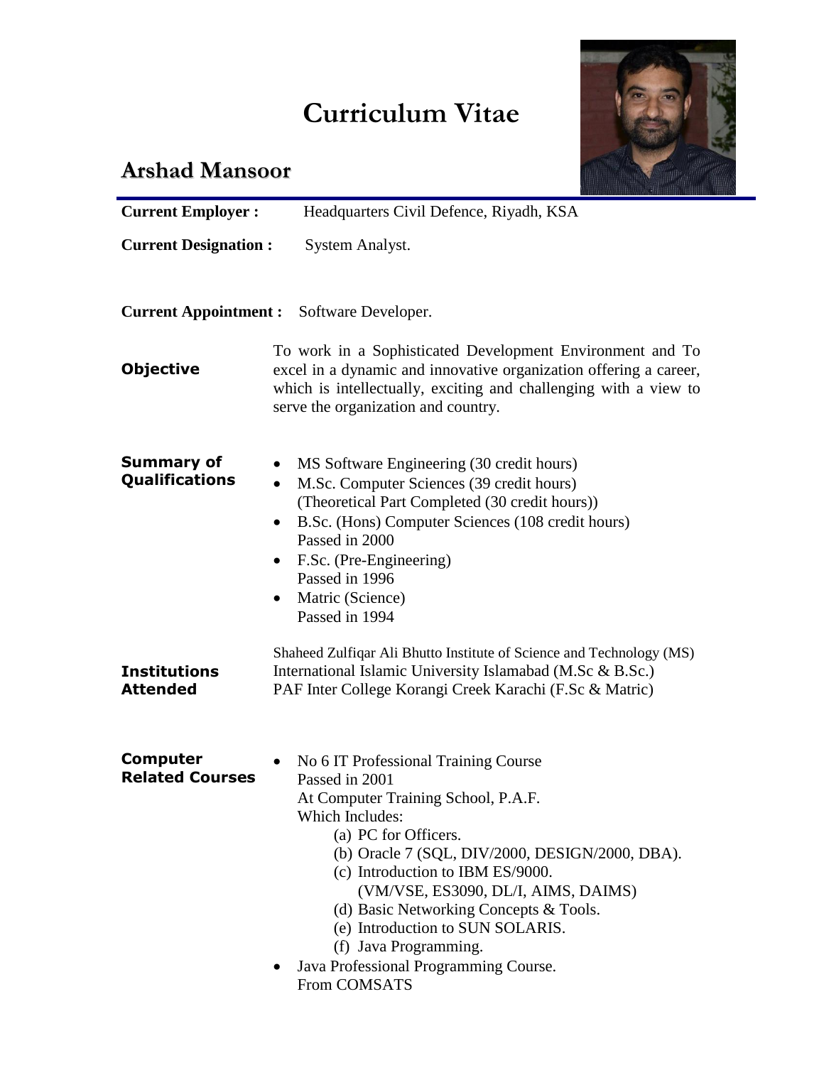# Curriculum Vitae

## Arshad Mansoor

**Current Employer :** Headquarters Civil Defence, Riyadh, KSA

**Current Designation :** System Analyst.

**Current Appointment :** Software Developer.

**Objective**

To work in a Sophisticated Development Environment and To excel in a dynamic and innovative organization offering a career, which is intellectually, exciting and challenging with a view to serve the organization and country.

**Summary of Qualifications**

- MS Software Engineering (30 credit hours)
- M.Sc. Computer Sciences (39 credit hours)
  (Theoretical Part Completed (30 credit hours))
- B.Sc. (Hons) Computer Sciences (108 credit hours)
  Passed in 2000
- F.Sc. (Pre-Engineering)
  Passed in 1996
- Matric (Science)
  Passed in 1994

**Institutions Attended**

Shaheed Zulfiqar Ali Bhutto Institute of Science and Technology (MS)
International Islamic University Islamabad (M.Sc & B.Sc.)
PAF Inter College Korangi Creek Karachi (F.Sc & Matric)

**Computer Related Courses**

- No 6 IT Professional Training Course
  Passed in 2001
  At Computer Training School, P.A.F.
  Which Includes:
  - (a) PC for Officers.
  - (b) Oracle 7 (SQL, DIV/2000, DESIGN/2000, DBA).
  - (c) Introduction to IBM ES/9000.
    (VM/VSE, ES3090, DL/I, AIMS, DAIMS)
  - (d) Basic Networking Concepts & Tools.
  - (e) Introduction to SUN SOLARIS.
  - (f) Java Programming.
- Java Professional Programming Course.
  From COMSATS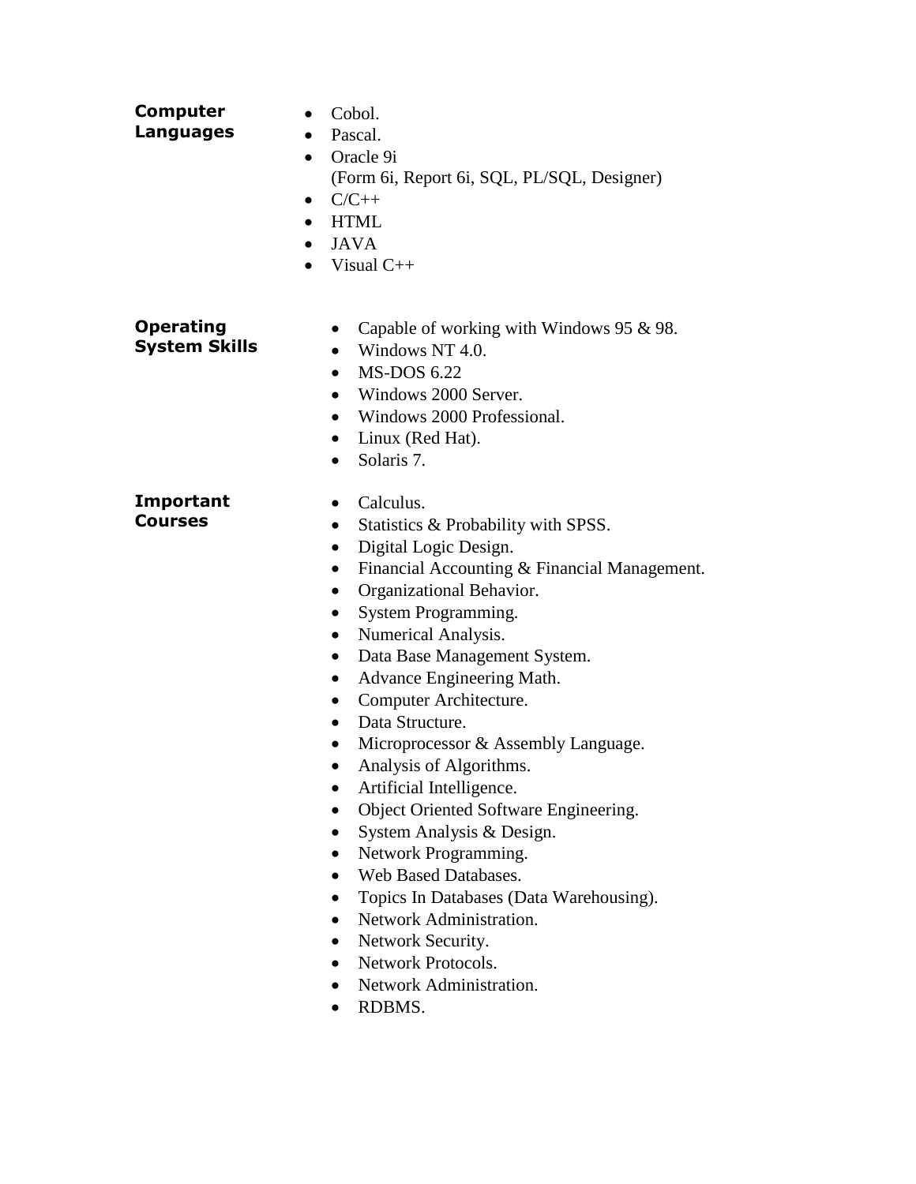**Computer Languages**

- Cobol.
- Pascal.
- Oracle 9i
  (Form 6i, Report 6i, SQL, PL/SQL, Designer)
- C/C++
- HTML
- JAVA
- Visual C++

**Operating System Skills**

- Capable of working with Windows 95 & 98.
- Windows NT 4.0.
- MS-DOS 6.22
- Windows 2000 Server.
- Windows 2000 Professional.
- Linux (Red Hat).
- Solaris 7.

**Important Courses**

- Calculus.
- Statistics & Probability with SPSS.
- Digital Logic Design.
- Financial Accounting & Financial Management.
- Organizational Behavior.
- System Programming.
- Numerical Analysis.
- Data Base Management System.
- Advance Engineering Math.
- Computer Architecture.
- Data Structure.
- Microprocessor & Assembly Language.
- Analysis of Algorithms.
- Artificial Intelligence.
- Object Oriented Software Engineering.
- System Analysis & Design.
- Network Programming.
- Web Based Databases.
- Topics In Databases (Data Warehousing).
- Network Administration.
- Network Security.
- Network Protocols.
- Network Administration.
- RDBMS.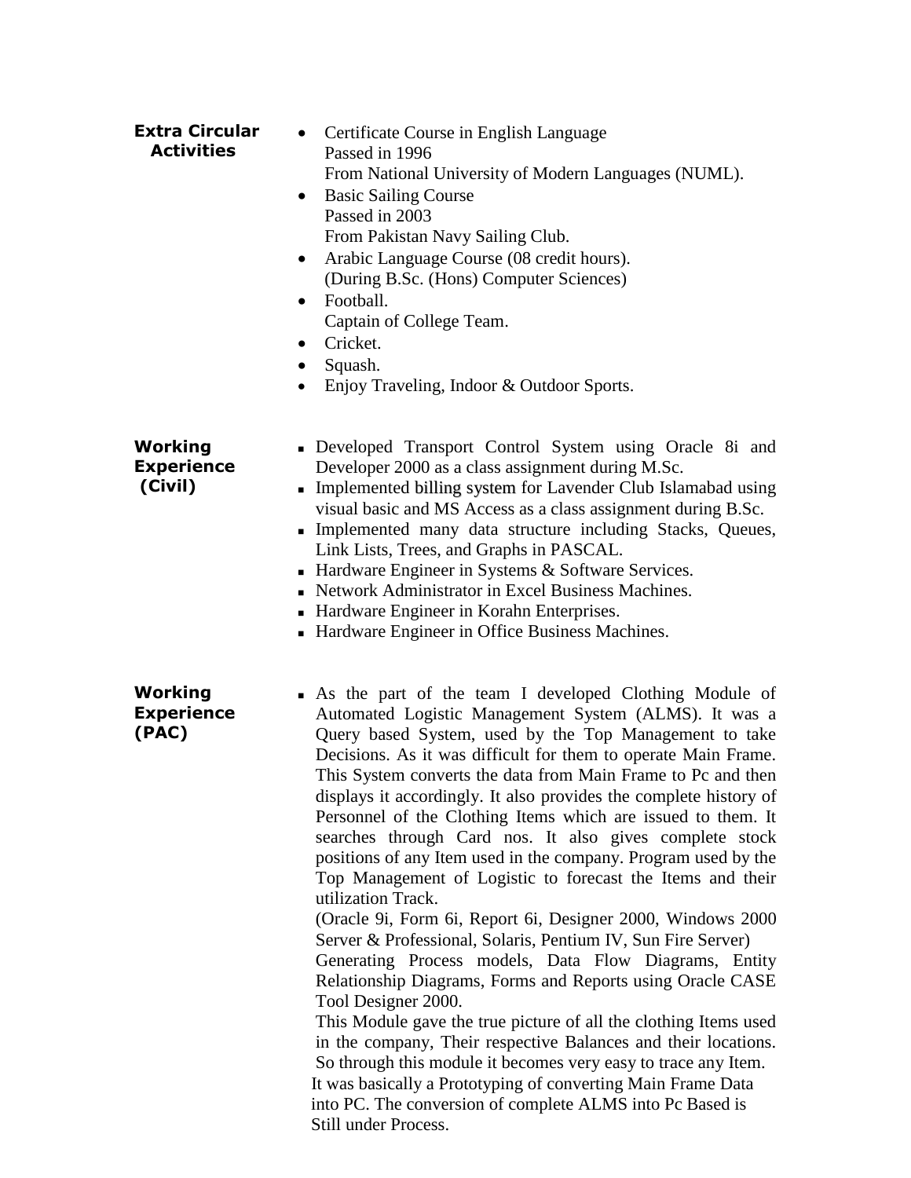**Extra Circular Activities**

- Certificate Course in English Language
  Passed in 1996
  From National University of Modern Languages (NUML).
- Basic Sailing Course
  Passed in 2003
  From Pakistan Navy Sailing Club.
- Arabic Language Course (08 credit hours).
  (During B.Sc. (Hons) Computer Sciences)
- Football.
  Captain of College Team.
- Cricket.
- Squash.
- Enjoy Traveling, Indoor & Outdoor Sports.

**Working Experience (Civil)**

- Developed Transport Control System using Oracle 8i and Developer 2000 as a class assignment during M.Sc.
- Implemented billing system for Lavender Club Islamabad using visual basic and MS Access as a class assignment during B.Sc.
- Implemented many data structure including Stacks, Queues, Link Lists, Trees, and Graphs in PASCAL.
- Hardware Engineer in Systems & Software Services.
- Network Administrator in Excel Business Machines.
- Hardware Engineer in Korahn Enterprises.
- Hardware Engineer in Office Business Machines.

**Working Experience (PAC)**

- As the part of the team I developed Clothing Module of Automated Logistic Management System (ALMS). It was a Query based System, used by the Top Management to take Decisions. As it was difficult for them to operate Main Frame. This System converts the data from Main Frame to Pc and then displays it accordingly. It also provides the complete history of Personnel of the Clothing Items which are issued to them. It searches through Card nos. It also gives complete stock positions of any Item used in the company. Program used by the Top Management of Logistic to forecast the Items and their utilization Track.
  (Oracle 9i, Form 6i, Report 6i, Designer 2000, Windows 2000 Server & Professional, Solaris, Pentium IV, Sun Fire Server)
  Generating Process models, Data Flow Diagrams, Entity Relationship Diagrams, Forms and Reports using Oracle CASE Tool Designer 2000.
  This Module gave the true picture of all the clothing Items used in the company, Their respective Balances and their locations. So through this module it becomes very easy to trace any Item.
  It was basically a Prototyping of converting Main Frame Data into PC. The conversion of complete ALMS into Pc Based is Still under Process.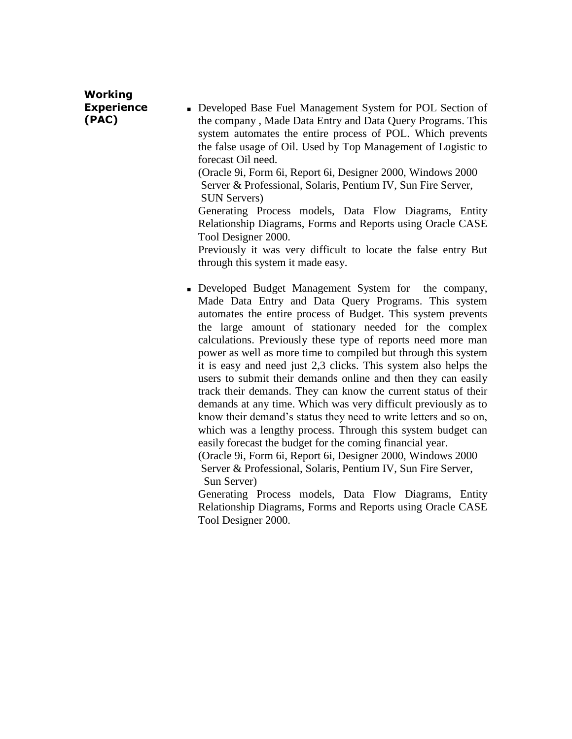**Working Experience (PAC)**

- Developed Base Fuel Management System for POL Section of the company , Made Data Entry and Data Query Programs. This system automates the entire process of POL. Which prevents the false usage of Oil. Used by Top Management of Logistic to forecast Oil need.
  (Oracle 9i, Form 6i, Report 6i, Designer 2000, Windows 2000 Server & Professional, Solaris, Pentium IV, Sun Fire Server, SUN Servers)
  Generating Process models, Data Flow Diagrams, Entity Relationship Diagrams, Forms and Reports using Oracle CASE Tool Designer 2000.
  Previously it was very difficult to locate the false entry But through this system it made easy.

- Developed Budget Management System for the company, Made Data Entry and Data Query Programs. This system automates the entire process of Budget. This system prevents the large amount of stationary needed for the complex calculations. Previously these type of reports need more man power as well as more time to compiled but through this system it is easy and need just 2,3 clicks. This system also helps the users to submit their demands online and then they can easily track their demands. They can know the current status of their demands at any time. Which was very difficult previously as to know their demand's status they need to write letters and so on, which was a lengthy process. Through this system budget can easily forecast the budget for the coming financial year.
  (Oracle 9i, Form 6i, Report 6i, Designer 2000, Windows 2000 Server & Professional, Solaris, Pentium IV, Sun Fire Server, Sun Server)
  Generating Process models, Data Flow Diagrams, Entity Relationship Diagrams, Forms and Reports using Oracle CASE Tool Designer 2000.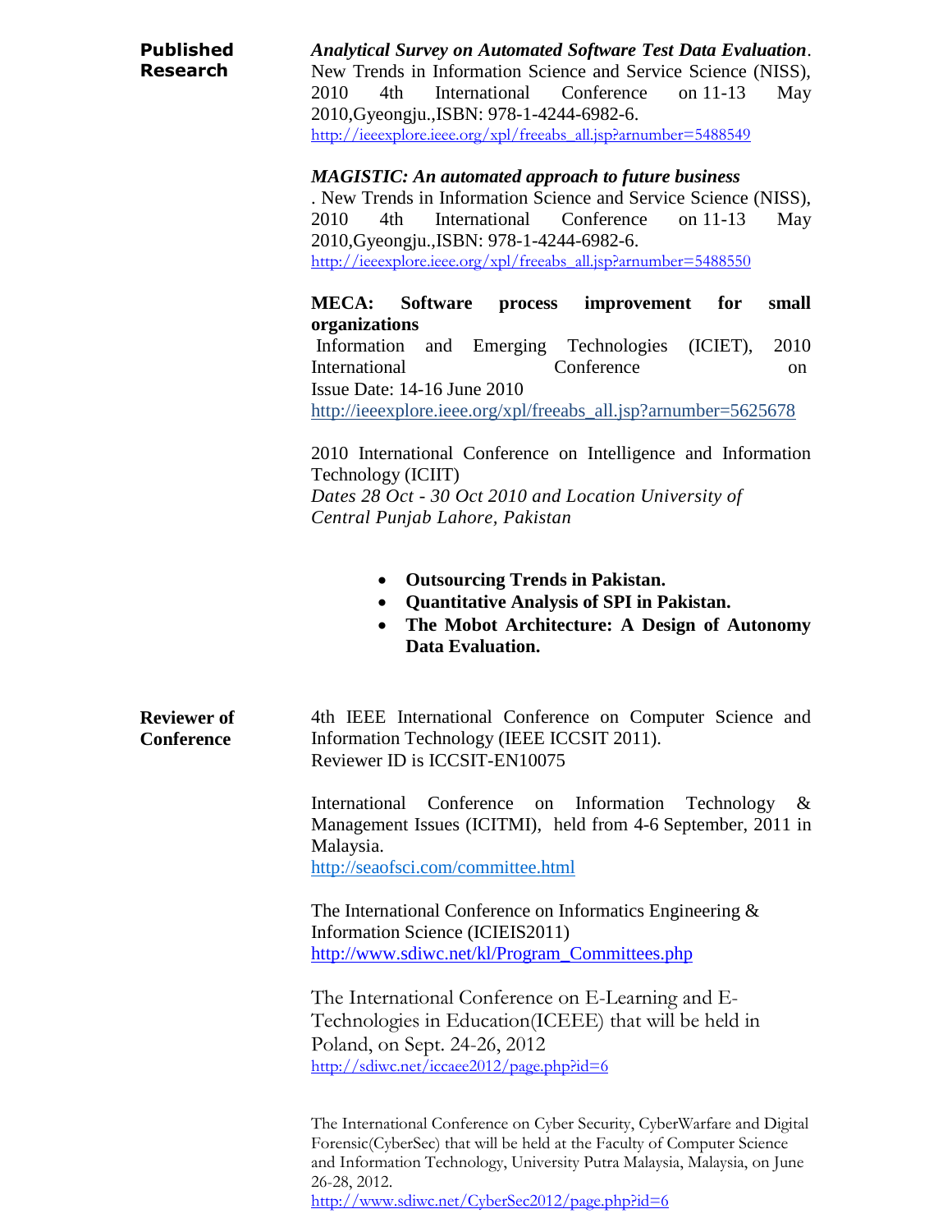## Published Research

***Analytical Survey on Automated Software Test Data Evaluation***. New Trends in Information Science and Service Science (NISS), 2010 4th International Conference on 11-13 May 2010,Gyeongju.,ISBN: 978-1-4244-6982-6.
http://ieeexplore.ieee.org/xpl/freeabs_all.jsp?arnumber=5488549

***MAGISTIC: An automated approach to future business***
. New Trends in Information Science and Service Science (NISS), 2010 4th International Conference on 11-13 May 2010,Gyeongju.,ISBN: 978-1-4244-6982-6.
http://ieeexplore.ieee.org/xpl/freeabs_all.jsp?arnumber=5488550

**MECA: Software process improvement for small organizations**
Information and Emerging Technologies (ICIET), 2010 International Conference on
Issue Date: 14-16 June 2010
http://ieeexplore.ieee.org/xpl/freeabs_all.jsp?arnumber=5625678

2010 International Conference on Intelligence and Information Technology (ICIIT)
*Dates 28 Oct - 30 Oct 2010 and Location University of Central Punjab Lahore, Pakistan*

- **Outsourcing Trends in Pakistan.**
- **Quantitative Analysis of SPI in Pakistan.**
- **The Mobot Architecture: A Design of Autonomy Data Evaluation.**

## Reviewer of Conference

4th IEEE International Conference on Computer Science and Information Technology (IEEE ICCSIT 2011).
Reviewer ID is ICCSIT-EN10075

International Conference on Information Technology & Management Issues (ICITMI), held from 4-6 September, 2011 in Malaysia.
http://seaofsci.com/committee.html

The International Conference on Informatics Engineering & Information Science (ICIEIS2011)
http://www.sdiwc.net/kl/Program_Committees.php

The International Conference on E-Learning and E-Technologies in Education(ICEEE) that will be held in Poland, on Sept. 24-26, 2012
http://sdiwc.net/iccaee2012/page.php?id=6

The International Conference on Cyber Security, CyberWarfare and Digital Forensic(CyberSec) that will be held at the Faculty of Computer Science and Information Technology, University Putra Malaysia, Malaysia, on June 26-28, 2012.
http://www.sdiwc.net/CyberSec2012/page.php?id=6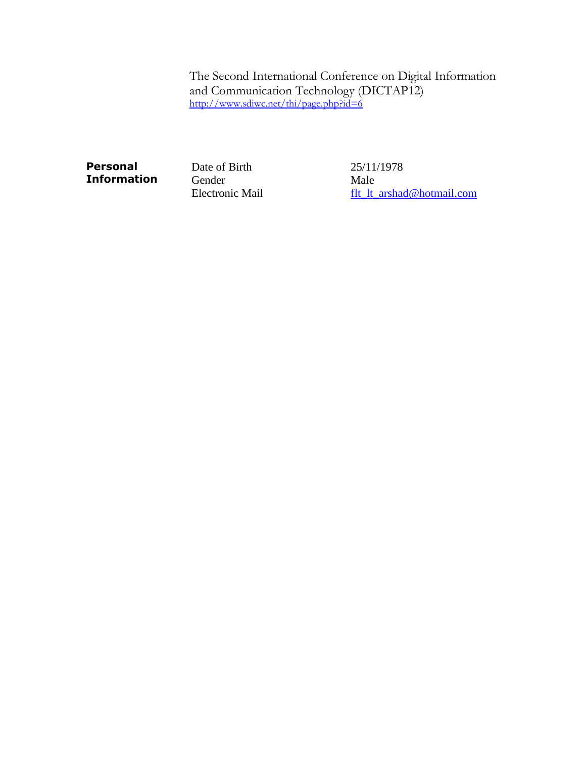The Second International Conference on Digital Information and Communication Technology (DICTAP12)
http://www.sdiwc.net/thi/page.php?id=6

| | | |
|---|---|---|
| **Personal Information** | Date of Birth | 25/11/1978 |
| | Gender | Male |
| | Electronic Mail | flt_lt_arshad@hotmail.com |